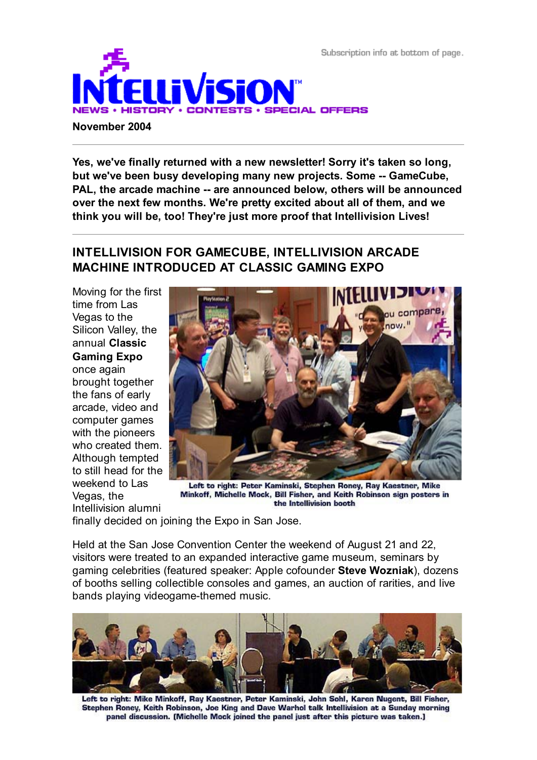Subscription info at bottom of page.

# INTELLIVISION

NEWS • HISTORY • CONTESTS • SPECIAL OFFERS

**November 2004**

---

**Yes, we've finally returned with a new newsletter! Sorry it's taken so long, but we've been busy developing many new projects. Some -- GameCube, PAL, the arcade machine -- are announced below, others will be announced over the next few months. We're pretty excited about all of them, and we think you will be, too! They're just more proof that Intellivision Lives!**

---

## INTELLIVISION FOR GAMECUBE, INTELLIVISION ARCADE MACHINE INTRODUCED AT CLASSIC GAMING EXPO

Moving for the first time from Las Vegas to the Silicon Valley, the annual **Classic Gaming Expo** once again brought together the fans of early arcade, video and computer games with the pioneers who created them. Although tempted to still head for the weekend to Las Vegas, the Intellivision alumni finally decided on joining the Expo in San Jose.

Left to right: Peter Kaminski, Stephen Roney, Ray Kaestner, Mike Minkoff, Michelle Mock, Bill Fisher, and Keith Robinson sign posters in the Intellivision booth

Held at the San Jose Convention Center the weekend of August 21 and 22, visitors were treated to an expanded interactive game museum, seminars by gaming celebrities (featured speaker: Apple cofounder **Steve Wozniak**), dozens of booths selling collectible consoles and games, an auction of rarities, and live bands playing videogame-themed music.

Left to right: Mike Minkoff, Ray Kaestner, Peter Kaminski, John Sohl, Karen Nugent, Bill Fisher, Stephen Roney, Keith Robinson, Joe King and Dave Warhol talk Intellivision at a Sunday morning panel discussion. (Michelle Mock joined the panel just after this picture was taken.)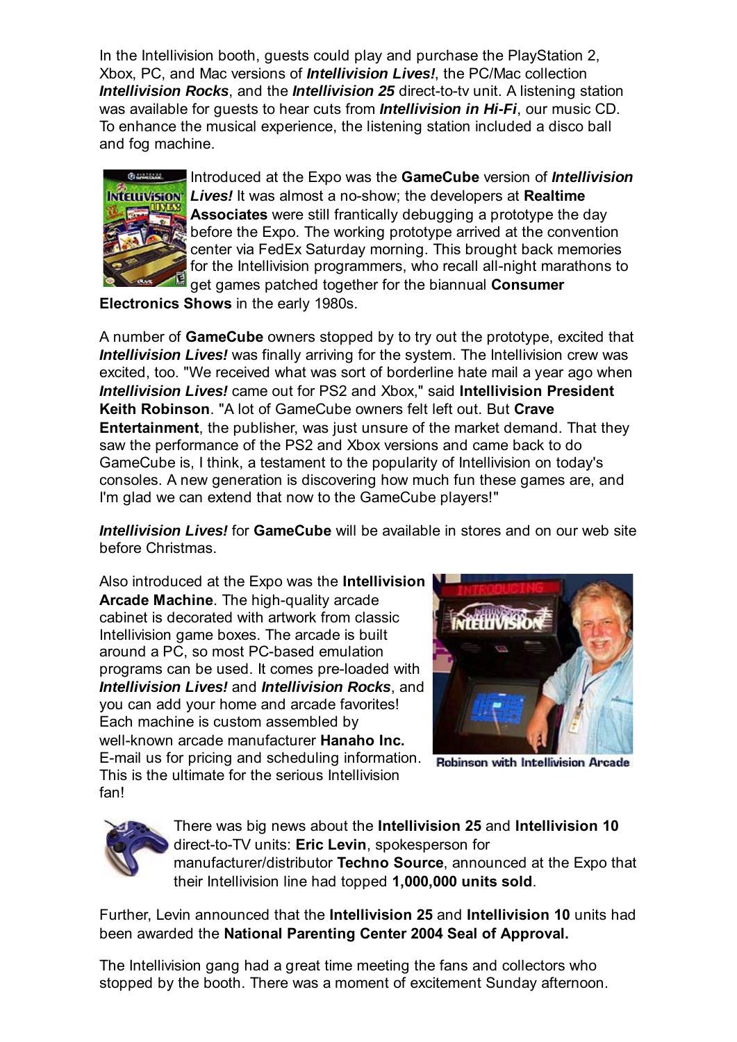In the Intellivision booth, guests could play and purchase the PlayStation 2, Xbox, PC, and Mac versions of ***Intellivision Lives!***, the PC/Mac collection ***Intellivision Rocks***, and the ***Intellivision 25*** direct-to-tv unit. A listening station was available for guests to hear cuts from ***Intellivision in Hi-Fi***, our music CD. To enhance the musical experience, the listening station included a disco ball and fog machine.

Introduced at the Expo was the **GameCube** version of ***Intellivision Lives!*** It was almost a no-show; the developers at **Realtime Associates** were still frantically debugging a prototype the day before the Expo. The working prototype arrived at the convention center via FedEx Saturday morning. This brought back memories for the Intellivision programmers, who recall all-night marathons to get games patched together for the biannual **Consumer Electronics Shows** in the early 1980s.

A number of **GameCube** owners stopped by to try out the prototype, excited that ***Intellivision Lives!*** was finally arriving for the system. The Intellivision crew was excited, too. "We received what was sort of borderline hate mail a year ago when ***Intellivision Lives!*** came out for PS2 and Xbox," said **Intellivision President Keith Robinson**. "A lot of GameCube owners felt left out. But **Crave Entertainment**, the publisher, was just unsure of the market demand. That they saw the performance of the PS2 and Xbox versions and came back to do GameCube is, I think, a testament to the popularity of Intellivision on today's consoles. A new generation is discovering how much fun these games are, and I'm glad we can extend that now to the GameCube players!"

***Intellivision Lives!*** for **GameCube** will be available in stores and on our web site before Christmas.

Also introduced at the Expo was the **Intellivision Arcade Machine**. The high-quality arcade cabinet is decorated with artwork from classic Intellivision game boxes. The arcade is built around a PC, so most PC-based emulation programs can be used. It comes pre-loaded with ***Intellivision Lives!*** and ***Intellivision Rocks***, and you can add your home and arcade favorites! Each machine is custom assembled by well-known arcade manufacturer **Hanaho Inc.** E-mail us for pricing and scheduling information. This is the ultimate for the serious Intellivision fan!

Robinson with Intellivision Arcade

There was big news about the **Intellivision 25** and **Intellivision 10** direct-to-TV units: **Eric Levin**, spokesperson for manufacturer/distributor **Techno Source**, announced at the Expo that their Intellivision line had topped **1,000,000 units sold**.

Further, Levin announced that the **Intellivision 25** and **Intellivision 10** units had been awarded the **National Parenting Center 2004 Seal of Approval.**

The Intellivision gang had a great time meeting the fans and collectors who stopped by the booth. There was a moment of excitement Sunday afternoon.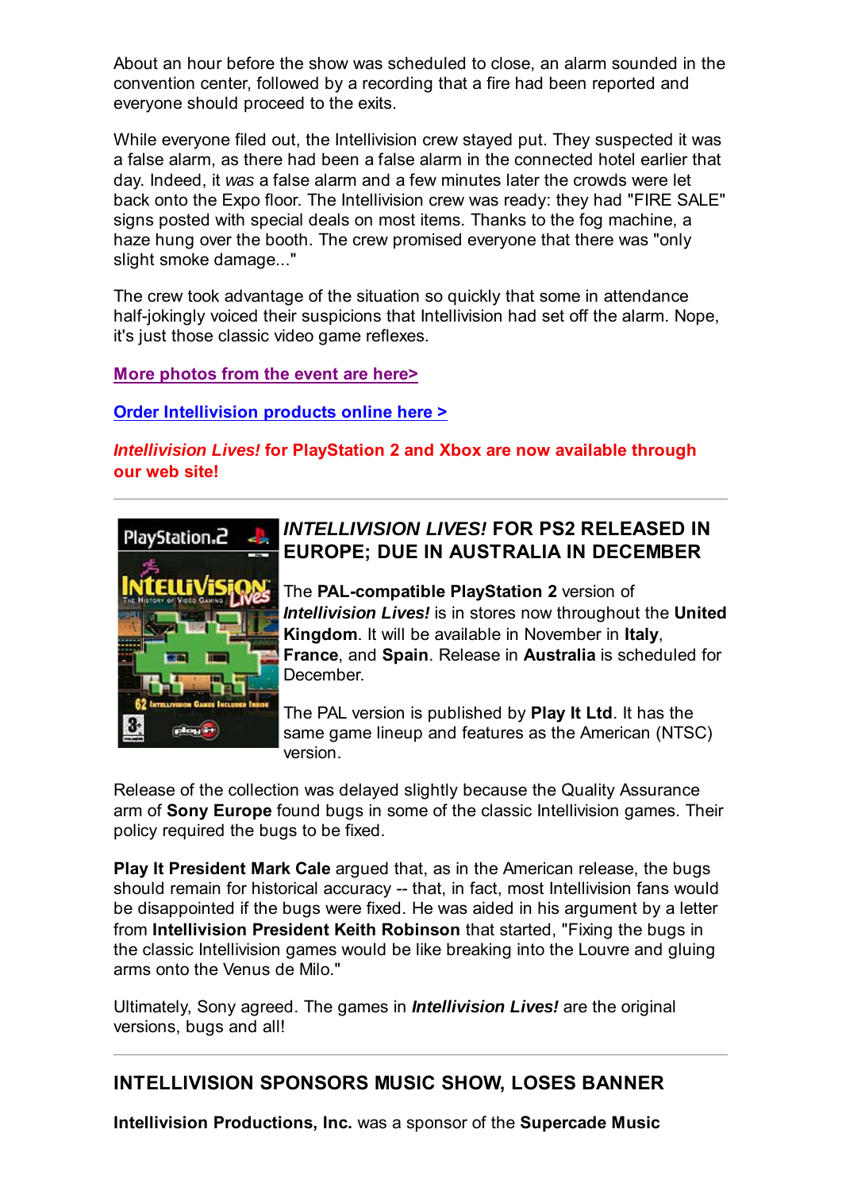About an hour before the show was scheduled to close, an alarm sounded in the convention center, followed by a recording that a fire had been reported and everyone should proceed to the exits.

While everyone filed out, the Intellivision crew stayed put. They suspected it was a false alarm, as there had been a false alarm in the connected hotel earlier that day. Indeed, it *was* a false alarm and a few minutes later the crowds were let back onto the Expo floor. The Intellivision crew was ready: they had "FIRE SALE" signs posted with special deals on most items. Thanks to the fog machine, a haze hung over the booth. The crew promised everyone that there was "only slight smoke damage..."

The crew took advantage of the situation so quickly that some in attendance half-jokingly voiced their suspicions that Intellivision had set off the alarm. Nope, it's just those classic video game reflexes.

**More photos from the event are here>**

**Order Intellivision products online here >**

***Intellivision Lives!*** **for PlayStation 2 and Xbox are now available through our web site!**

---

## *INTELLIVISION LIVES!* FOR PS2 RELEASED IN EUROPE; DUE IN AUSTRALIA IN DECEMBER

The **PAL-compatible PlayStation 2** version of ***Intellivision Lives!*** is in stores now throughout the **United Kingdom**. It will be available in November in **Italy**, **France**, and **Spain**. Release in **Australia** is scheduled for December.

The PAL version is published by **Play It Ltd**. It has the same game lineup and features as the American (NTSC) version.

Release of the collection was delayed slightly because the Quality Assurance arm of **Sony Europe** found bugs in some of the classic Intellivision games. Their policy required the bugs to be fixed.

**Play It President Mark Cale** argued that, as in the American release, the bugs should remain for historical accuracy -- that, in fact, most Intellivision fans would be disappointed if the bugs were fixed. He was aided in his argument by a letter from **Intellivision President Keith Robinson** that started, "Fixing the bugs in the classic Intellivision games would be like breaking into the Louvre and gluing arms onto the Venus de Milo."

Ultimately, Sony agreed. The games in ***Intellivision Lives!*** are the original versions, bugs and all!

---

## INTELLIVISION SPONSORS MUSIC SHOW, LOSES BANNER

**Intellivision Productions, Inc.** was a sponsor of the **Supercade Music**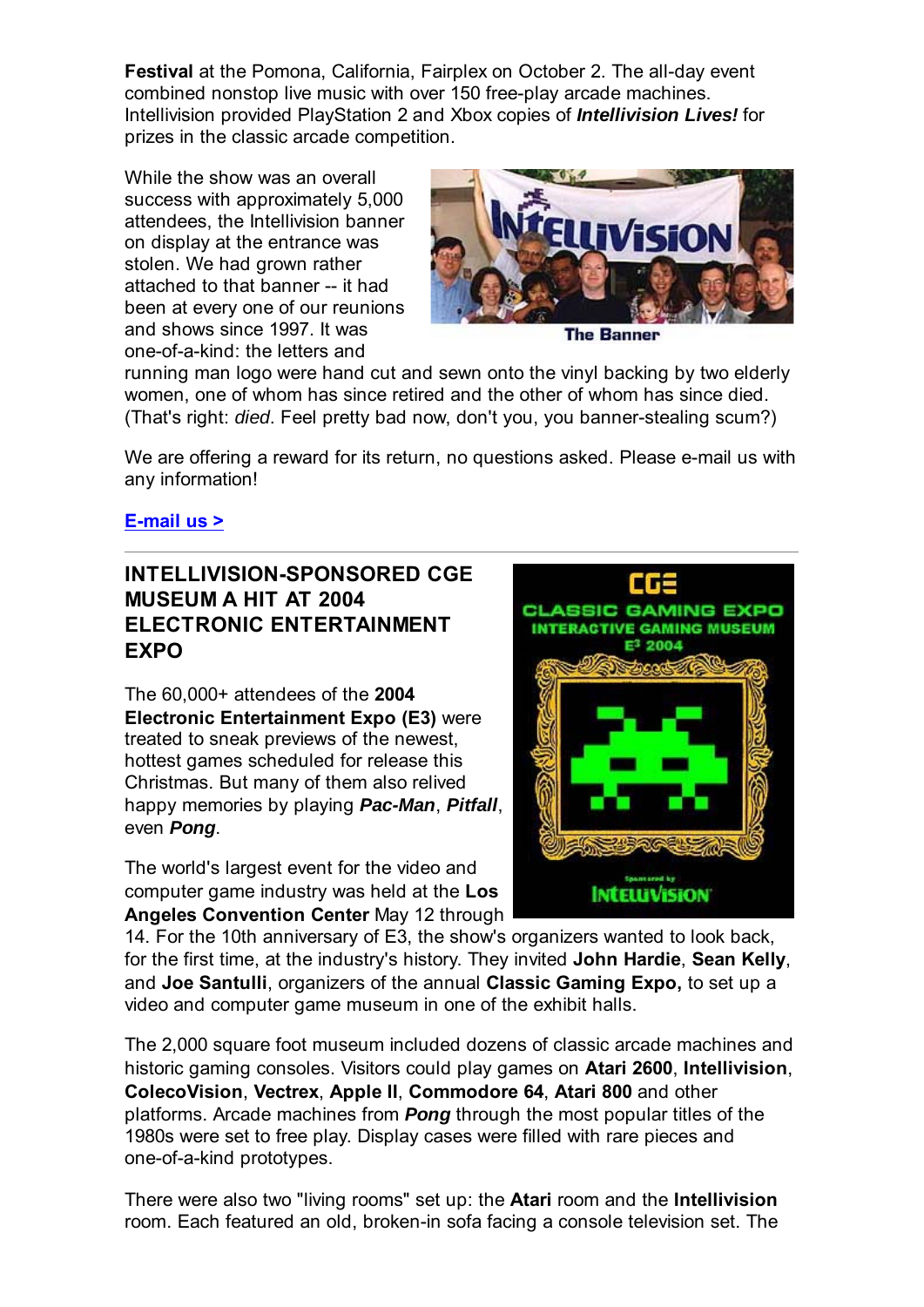**Festival** at the Pomona, California, Fairplex on October 2. The all-day event combined nonstop live music with over 150 free-play arcade machines. Intellivision provided PlayStation 2 and Xbox copies of ***Intellivision Lives!*** for prizes in the classic arcade competition.

While the show was an overall success with approximately 5,000 attendees, the Intellivision banner on display at the entrance was stolen. We had grown rather attached to that banner -- it had been at every one of our reunions and shows since 1997. It was one-of-a-kind: the letters and running man logo were hand cut and sewn onto the vinyl backing by two elderly women, one of whom has since retired and the other of whom has since died. (That's right: *died*. Feel pretty bad now, don't you, you banner-stealing scum?)

**The Banner**

We are offering a reward for its return, no questions asked. Please e-mail us with any information!

[E-mail us >]

---

## INTELLIVISION-SPONSORED CGE MUSEUM A HIT AT 2004 ELECTRONIC ENTERTAINMENT EXPO

The 60,000+ attendees of the **2004 Electronic Entertainment Expo (E3)** were treated to sneak previews of the newest, hottest games scheduled for release this Christmas. But many of them also relived happy memories by playing ***Pac-Man***, ***Pitfall***, even ***Pong***.

The world's largest event for the video and computer game industry was held at the **Los Angeles Convention Center** May 12 through 14. For the 10th anniversary of E3, the show's organizers wanted to look back, for the first time, at the industry's history. They invited **John Hardie**, **Sean Kelly**, and **Joe Santulli**, organizers of the annual **Classic Gaming Expo,** to set up a video and computer game museum in one of the exhibit halls.

The 2,000 square foot museum included dozens of classic arcade machines and historic gaming consoles. Visitors could play games on **Atari 2600**, **Intellivision**, **ColecoVision**, **Vectrex**, **Apple II**, **Commodore 64**, **Atari 800** and other platforms. Arcade machines from ***Pong*** through the most popular titles of the 1980s were set to free play. Display cases were filled with rare pieces and one-of-a-kind prototypes.

There were also two "living rooms" set up: the **Atari** room and the **Intellivision** room. Each featured an old, broken-in sofa facing a console television set. The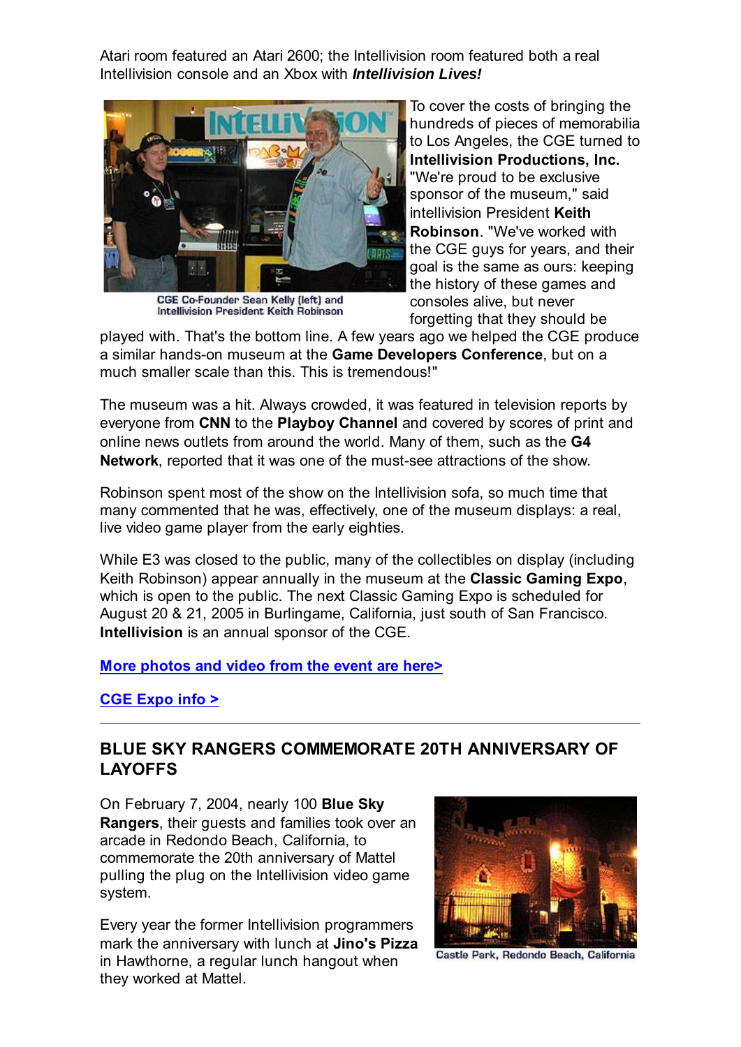Atari room featured an Atari 2600; the Intellivision room featured both a real Intellivision console and an Xbox with ***Intellivision Lives!***

CGE Co-Founder Sean Kelly (left) and Intellivision President Keith Robinson

To cover the costs of bringing the hundreds of pieces of memorabilia to Los Angeles, the CGE turned to **Intellivision Productions, Inc.** "We're proud to be exclusive sponsor of the museum," said intellivision President **Keith Robinson**. "We've worked with the CGE guys for years, and their goal is the same as ours: keeping the history of these games and consoles alive, but never forgetting that they should be played with. That's the bottom line. A few years ago we helped the CGE produce a similar hands-on museum at the **Game Developers Conference**, but on a much smaller scale than this. This is tremendous!"

The museum was a hit. Always crowded, it was featured in television reports by everyone from **CNN** to the **Playboy Channel** and covered by scores of print and online news outlets from around the world. Many of them, such as the **G4 Network**, reported that it was one of the must-see attractions of the show.

Robinson spent most of the show on the Intellivision sofa, so much time that many commented that he was, effectively, one of the museum displays: a real, live video game player from the early eighties.

While E3 was closed to the public, many of the collectibles on display (including Keith Robinson) appear annually in the museum at the **Classic Gaming Expo**, which is open to the public. The next Classic Gaming Expo is scheduled for August 20 & 21, 2005 in Burlingame, California, just south of San Francisco. **Intellivision** is an annual sponsor of the CGE.

**More photos and video from the event are here>**

**CGE Expo info >**

---

## BLUE SKY RANGERS COMMEMORATE 20TH ANNIVERSARY OF LAYOFFS

On February 7, 2004, nearly 100 **Blue Sky Rangers**, their guests and families took over an arcade in Redondo Beach, California, to commemorate the 20th anniversary of Mattel pulling the plug on the Intellivision video game system.

Castle Park, Redondo Beach, California

Every year the former Intellivision programmers mark the anniversary with lunch at **Jino's Pizza** in Hawthorne, a regular lunch hangout when they worked at Mattel.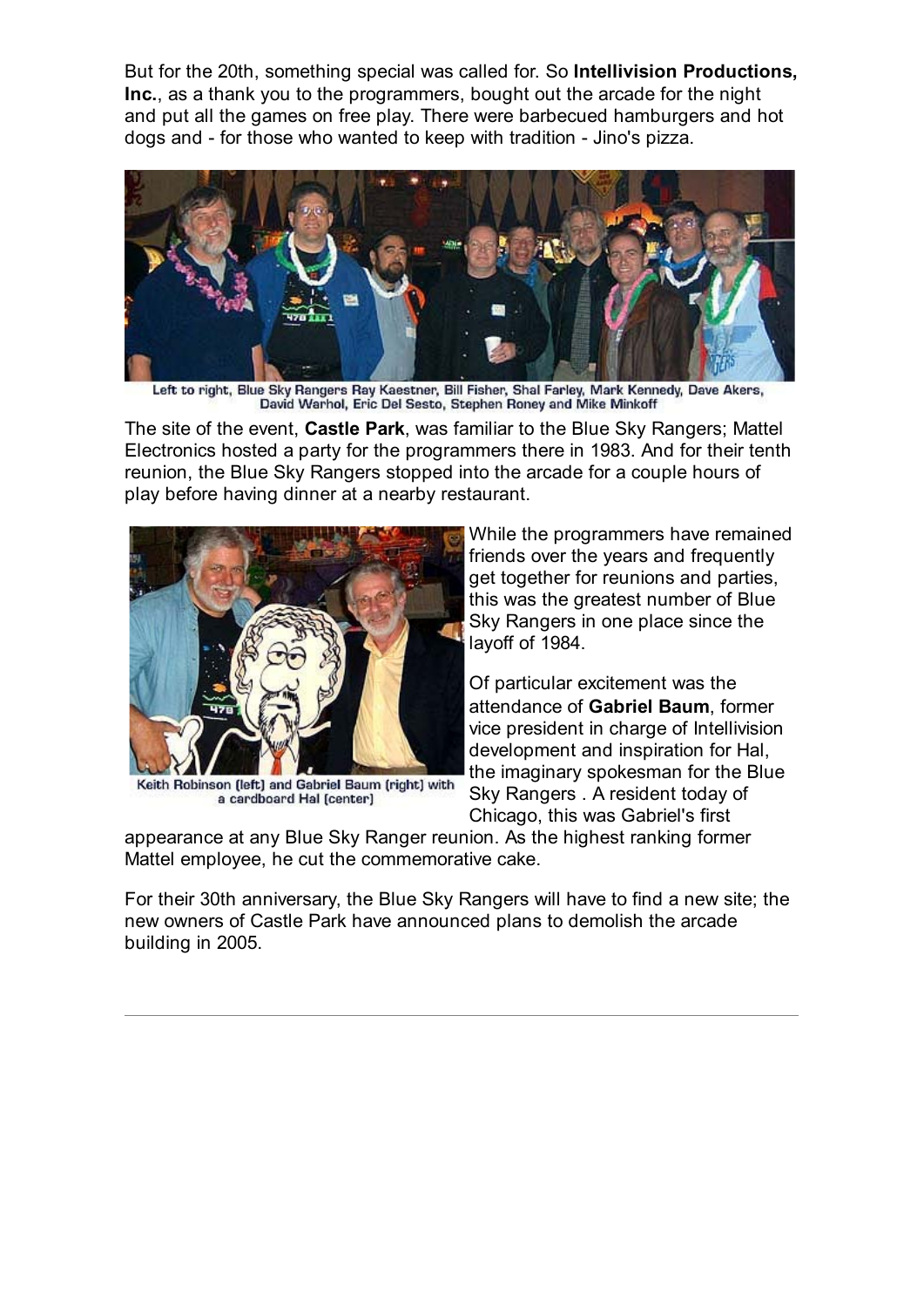But for the 20th, something special was called for. So **Intellivision Productions, Inc.**, as a thank you to the programmers, bought out the arcade for the night and put all the games on free play. There were barbecued hamburgers and hot dogs and - for those who wanted to keep with tradition - Jino's pizza.

Left to right, Blue Sky Rangers Ray Kaestner, Bill Fisher, Shal Farley, Mark Kennedy, Dave Akers, David Warhol, Eric Del Sesto, Stephen Roney and Mike Minkoff

The site of the event, **Castle Park**, was familiar to the Blue Sky Rangers; Mattel Electronics hosted a party for the programmers there in 1983. And for their tenth reunion, the Blue Sky Rangers stopped into the arcade for a couple hours of play before having dinner at a nearby restaurant.

Keith Robinson (left) and Gabriel Baum (right) with a cardboard Hal (center)

While the programmers have remained friends over the years and frequently get together for reunions and parties, this was the greatest number of Blue Sky Rangers in one place since the layoff of 1984.

Of particular excitement was the attendance of **Gabriel Baum**, former vice president in charge of Intellivision development and inspiration for Hal, the imaginary spokesman for the Blue Sky Rangers . A resident today of Chicago, this was Gabriel's first appearance at any Blue Sky Ranger reunion. As the highest ranking former Mattel employee, he cut the commemorative cake.

For their 30th anniversary, the Blue Sky Rangers will have to find a new site; the new owners of Castle Park have announced plans to demolish the arcade building in 2005.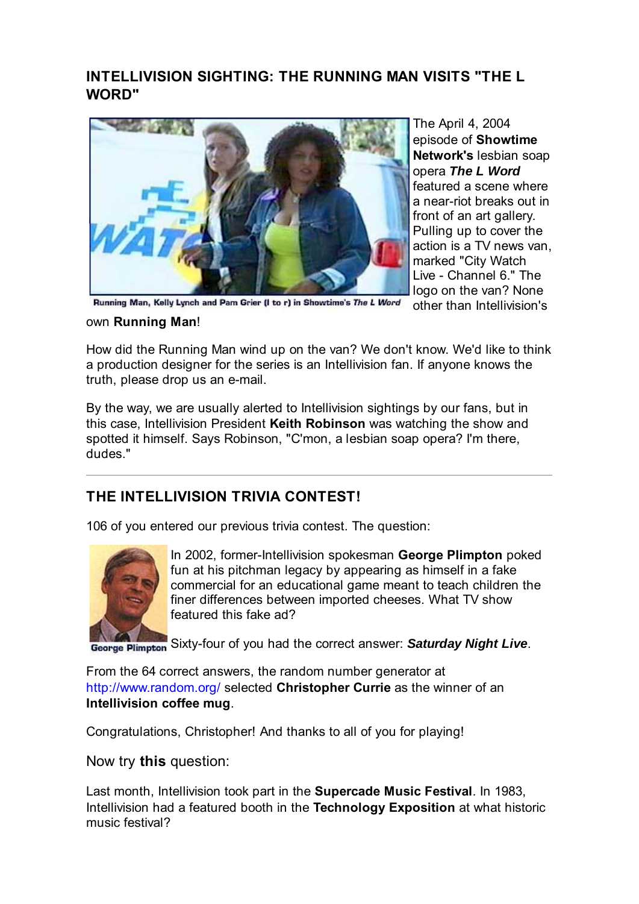## INTELLIVISION SIGHTING: THE RUNNING MAN VISITS "THE L WORD"

Running Man, Kelly Lynch and Pam Grier (l to r) in Showtime's *The L Word*

The April 4, 2004 episode of **Showtime Network's** lesbian soap opera ***The L Word*** featured a scene where a near-riot breaks out in front of an art gallery. Pulling up to cover the action is a TV news van, marked "City Watch Live - Channel 6." The logo on the van? None other than Intellivision's own **Running Man**!

How did the Running Man wind up on the van? We don't know. We'd like to think a production designer for the series is an Intellivision fan. If anyone knows the truth, please drop us an e-mail.

By the way, we are usually alerted to Intellivision sightings by our fans, but in this case, Intellivision President **Keith Robinson** was watching the show and spotted it himself. Says Robinson, "C'mon, a lesbian soap opera? I'm there, dudes."

---

## THE INTELLIVISION TRIVIA CONTEST!

106 of you entered our previous trivia contest. The question:

In 2002, former-Intellivision spokesman **George Plimpton** poked fun at his pitchman legacy by appearing as himself in a fake commercial for an educational game meant to teach children the finer differences between imported cheeses. What TV show featured this fake ad?

George Plimpton

Sixty-four of you had the correct answer: ***Saturday Night Live***.

From the 64 correct answers, the random number generator at http://www.random.org/ selected **Christopher Currie** as the winner of an **Intellivision coffee mug**.

Congratulations, Christopher! And thanks to all of you for playing!

Now try **this** question:

Last month, Intellivision took part in the **Supercade Music Festival**. In 1983, Intellivision had a featured booth in the **Technology Exposition** at what historic music festival?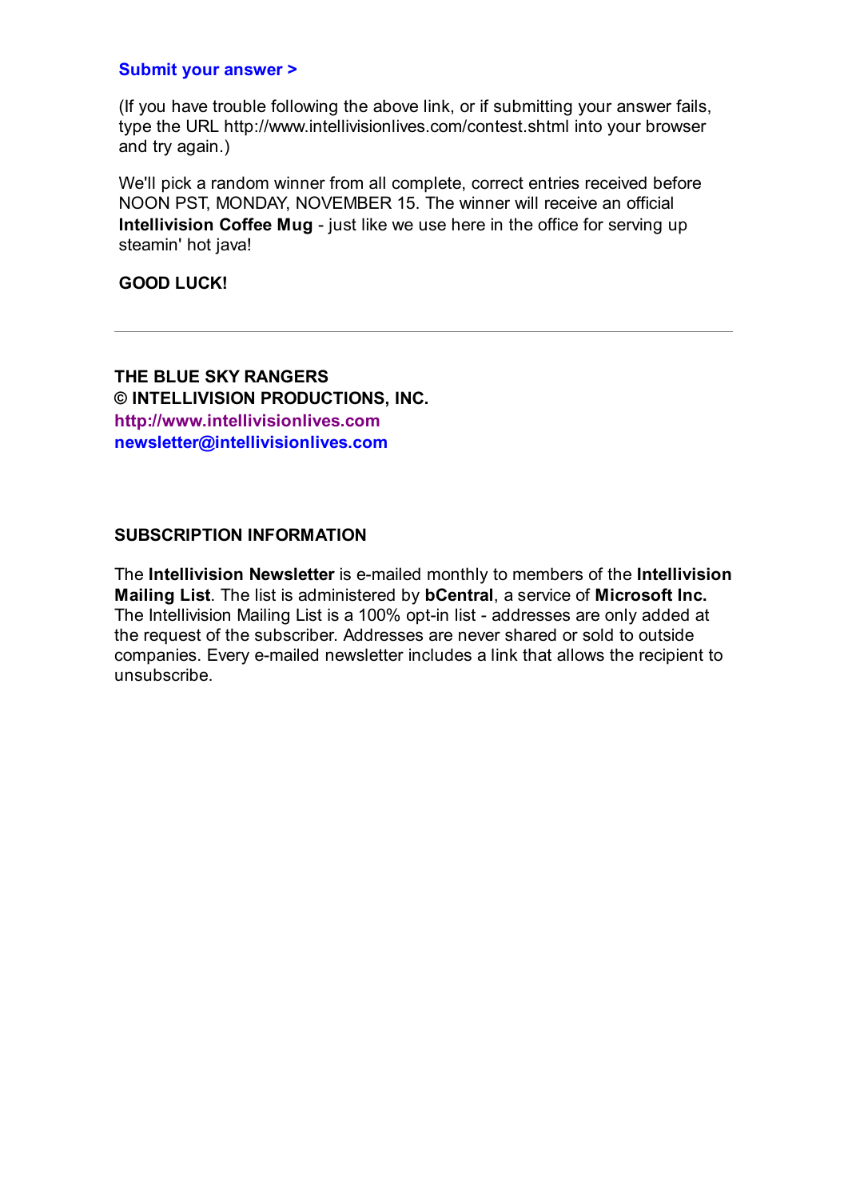**Submit your answer >**

(If you have trouble following the above link, or if submitting your answer fails, type the URL http://www.intellivisionlives.com/contest.shtml into your browser and try again.)

We'll pick a random winner from all complete, correct entries received before NOON PST, MONDAY, NOVEMBER 15. The winner will receive an official **Intellivision Coffee Mug** - just like we use here in the office for serving up steamin' hot java!

**GOOD LUCK!**

---

**THE BLUE SKY RANGERS**
**© INTELLIVISION PRODUCTIONS, INC.**
**http://www.intellivisionlives.com**
**newsletter@intellivisionlives.com**

**SUBSCRIPTION INFORMATION**

The **Intellivision Newsletter** is e-mailed monthly to members of the **Intellivision Mailing List**. The list is administered by **bCentral**, a service of **Microsoft Inc.** The Intellivision Mailing List is a 100% opt-in list - addresses are only added at the request of the subscriber. Addresses are never shared or sold to outside companies. Every e-mailed newsletter includes a link that allows the recipient to unsubscribe.